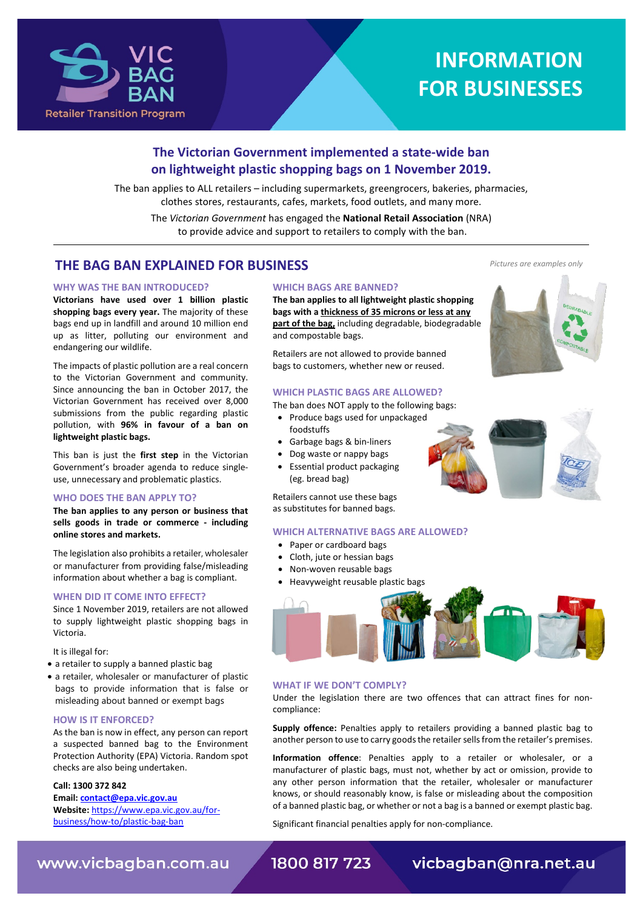# VIC BAG BAN

Retailer Transition Program

# INFORMATION FOR BUSINESSES

## The Victorian Government implemented a state-wide ban on lightweight plastic shopping bags on 1 November 2019.

The ban applies to ALL retailers – including supermarkets, greengrocers, bakeries, pharmacies, clothes stores, restaurants, cafes, markets, food outlets, and many more.

The *Victorian Government* has engaged the **National Retail Association** (NRA) to provide advice and support to retailers to comply with the ban.

## THE BAG BAN EXPLAINED FOR BUSINESS

*Pictures are examples only*

### WHY WAS THE BAN INTRODUCED?

**Victorians have used over 1 billion plastic shopping bags every year.** The majority of these bags end up in landfill and around 10 million end up as litter, polluting our environment and endangering our wildlife.

The impacts of plastic pollution are a real concern to the Victorian Government and community. Since announcing the ban in October 2017, the Victorian Government has received over 8,000 submissions from the public regarding plastic pollution, with **96% in favour of a ban on lightweight plastic bags.**

This ban is just the **first step** in the Victorian Government's broader agenda to reduce single-use, unnecessary and problematic plastics.

### WHO DOES THE BAN APPLY TO?

**The ban applies to any person or business that sells goods in trade or commerce - including online stores and markets.**

The legislation also prohibits a retailer, wholesaler or manufacturer from providing false/misleading information about whether a bag is compliant.

### WHEN DID IT COME INTO EFFECT?

Since 1 November 2019, retailers are not allowed to supply lightweight plastic shopping bags in Victoria.

It is illegal for:

- a retailer to supply a banned plastic bag
- a retailer, wholesaler or manufacturer of plastic bags to provide information that is false or misleading about banned or exempt bags

### HOW IS IT ENFORCED?

As the ban is now in effect, any person can report a suspected banned bag to the Environment Protection Authority (EPA) Victoria. Random spot checks are also being undertaken.

**Call: 1300 372 842**
**Email: contact@epa.vic.gov.au**
**Website:** https://www.epa.vic.gov.au/for-business/how-to/plastic-bag-ban

### WHICH BAGS ARE BANNED?

**The ban applies to all lightweight plastic shopping bags with a thickness of 35 microns or less at any part of the bag,** including degradable, biodegradable and compostable bags.

Retailers are not allowed to provide banned bags to customers, whether new or reused.

### WHICH PLASTIC BAGS ARE ALLOWED?

The ban does NOT apply to the following bags:

- Produce bags used for unpackaged foodstuffs
- Garbage bags & bin-liners
- Dog waste or nappy bags
- Essential product packaging (eg. bread bag)

Retailers cannot use these bags as substitutes for banned bags.

### WHICH ALTERNATIVE BAGS ARE ALLOWED?

- Paper or cardboard bags
- Cloth, jute or hessian bags
- Non-woven reusable bags
- Heavyweight reusable plastic bags

### WHAT IF WE DON'T COMPLY?

Under the legislation there are two offences that can attract fines for non-compliance:

**Supply offence:** Penalties apply to retailers providing a banned plastic bag to another person to use to carry goods the retailer sells from the retailer's premises.

**Information offence**: Penalties apply to a retailer or wholesaler, or a manufacturer of plastic bags, must not, whether by act or omission, provide to any other person information that the retailer, wholesaler or manufacturer knows, or should reasonably know, is false or misleading about the composition of a banned plastic bag, or whether or not a bag is a banned or exempt plastic bag.

Significant financial penalties apply for non-compliance.

www.vicbagban.com.au | 1800 817 723 | vicbagban@nra.net.au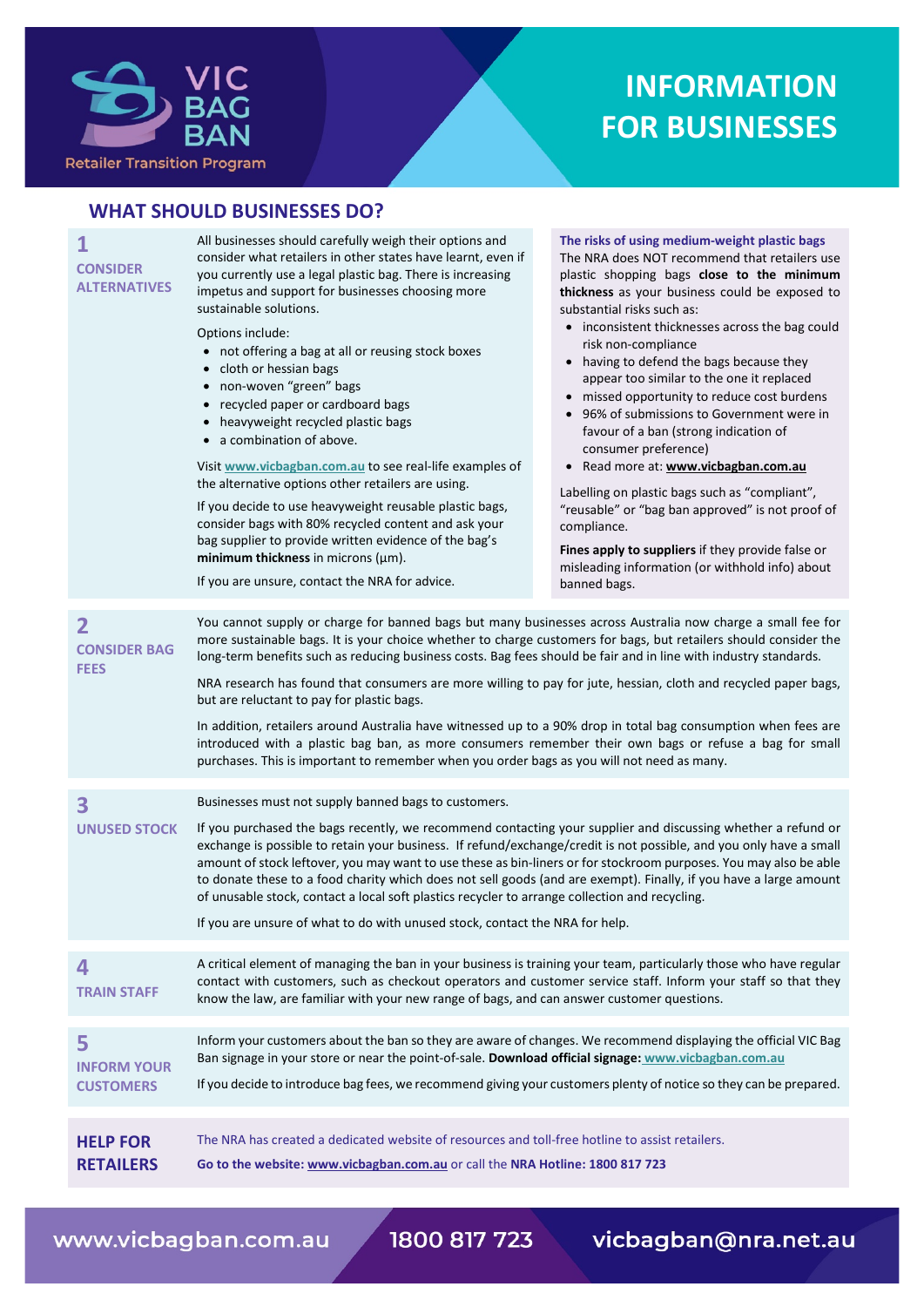# INFORMATION FOR BUSINESSES

VIC BAG BAN
Retailer Transition Program

## WHAT SHOULD BUSINESSES DO?

### 1 CONSIDER ALTERNATIVES

All businesses should carefully weigh their options and consider what retailers in other states have learnt, even if you currently use a legal plastic bag. There is increasing impetus and support for businesses choosing more sustainable solutions.

Options include:

- not offering a bag at all or reusing stock boxes
- cloth or hessian bags
- non-woven "green" bags
- recycled paper or cardboard bags
- heavyweight recycled plastic bags
- a combination of above.

Visit **www.vicbagban.com.au** to see real-life examples of the alternative options other retailers are using.

If you decide to use heavyweight reusable plastic bags, consider bags with 80% recycled content and ask your bag supplier to provide written evidence of the bag's **minimum thickness** in microns (µm).

If you are unsure, contact the NRA for advice.

**The risks of using medium-weight plastic bags**

The NRA does NOT recommend that retailers use plastic shopping bags **close to the minimum thickness** as your business could be exposed to substantial risks such as:

- inconsistent thicknesses across the bag could risk non-compliance
- having to defend the bags because they appear too similar to the one it replaced
- missed opportunity to reduce cost burdens
- 96% of submissions to Government were in favour of a ban (strong indication of consumer preference)
- Read more at: **www.vicbagban.com.au**

Labelling on plastic bags such as "compliant", "reusable" or "bag ban approved" is not proof of compliance.

**Fines apply to suppliers** if they provide false or misleading information (or withhold info) about banned bags.

### 2 CONSIDER BAG FEES

You cannot supply or charge for banned bags but many businesses across Australia now charge a small fee for more sustainable bags. It is your choice whether to charge customers for bags, but retailers should consider the long-term benefits such as reducing business costs. Bag fees should be fair and in line with industry standards.

NRA research has found that consumers are more willing to pay for jute, hessian, cloth and recycled paper bags, but are reluctant to pay for plastic bags.

In addition, retailers around Australia have witnessed up to a 90% drop in total bag consumption when fees are introduced with a plastic bag ban, as more consumers remember their own bags or refuse a bag for small purchases. This is important to remember when you order bags as you will not need as many.

### 3 UNUSED STOCK

Businesses must not supply banned bags to customers.

If you purchased the bags recently, we recommend contacting your supplier and discussing whether a refund or exchange is possible to retain your business. If refund/exchange/credit is not possible, and you only have a small amount of stock leftover, you may want to use these as bin-liners or for stockroom purposes. You may also be able to donate these to a food charity which does not sell goods (and are exempt). Finally, if you have a large amount of unusable stock, contact a local soft plastics recycler to arrange collection and recycling.

If you are unsure of what to do with unused stock, contact the NRA for help.

### 4 TRAIN STAFF

A critical element of managing the ban in your business is training your team, particularly those who have regular contact with customers, such as checkout operators and customer service staff. Inform your staff so that they know the law, are familiar with your new range of bags, and can answer customer questions.

### 5 INFORM YOUR CUSTOMERS

Inform your customers about the ban so they are aware of changes. We recommend displaying the official VIC Bag Ban signage in your store or near the point-of-sale. **Download official signage: www.vicbagban.com.au**

If you decide to introduce bag fees, we recommend giving your customers plenty of notice so they can be prepared.

### HELP FOR RETAILERS

The NRA has created a dedicated website of resources and toll-free hotline to assist retailers.

**Go to the website: www.vicbagban.com.au** or call the **NRA Hotline: 1800 817 723**

www.vicbagban.com.au 1800 817 723 vicbagban@nra.net.au